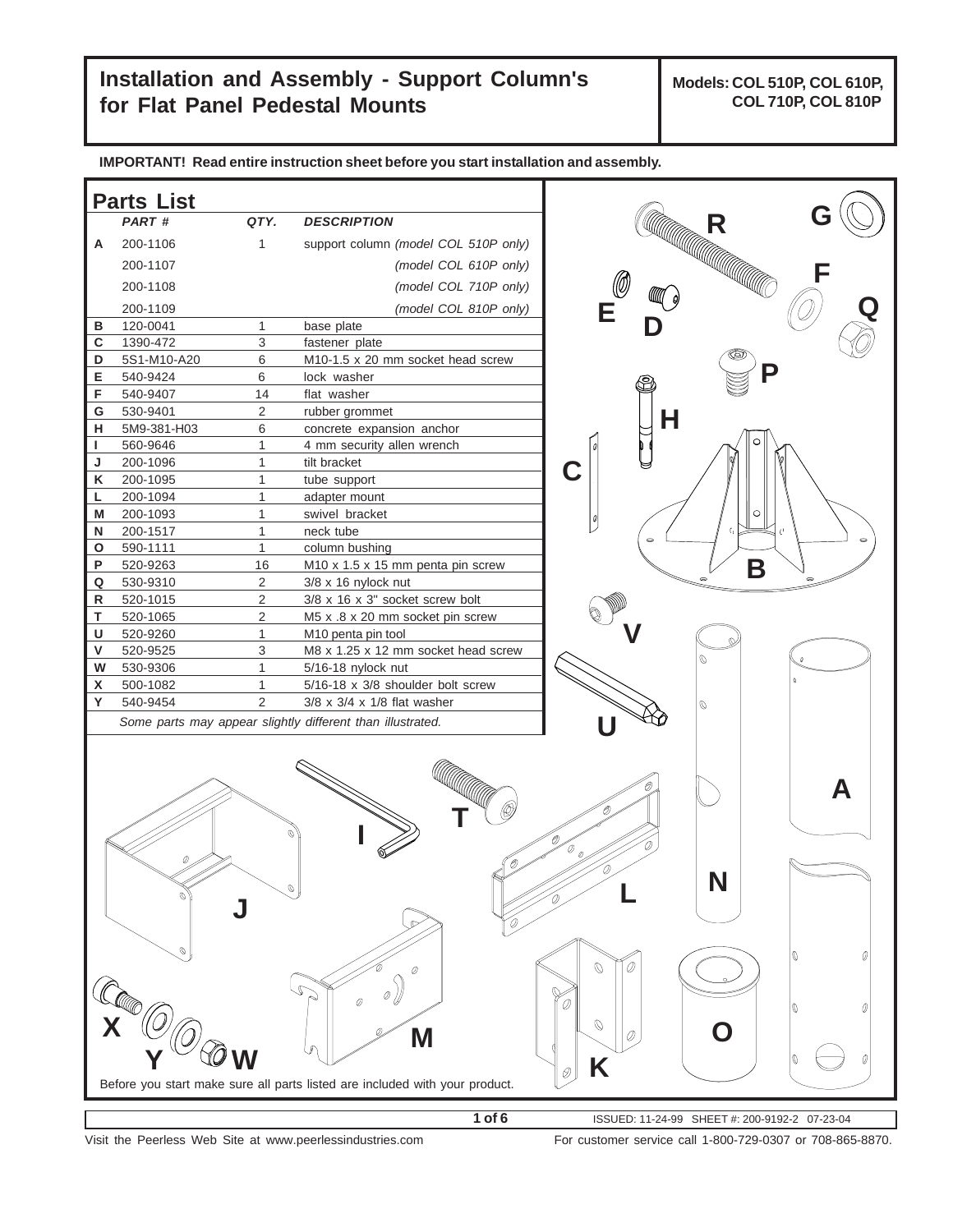# Installation and Assembly - Support Column's for Flat Panel Pedestal Mounts

**Models: COL 510P, COL 610P, COL 710P, COL 810P**

**IMPORTANT! Read entire instruction sheet before you start installation and assembly.**

## Parts List

| | *PART #* | *QTY.* | *DESCRIPTION* |
|---|---|---|---|
| **A** | 200-1106 | 1 | support column *(model COL 510P only)* |
| | 200-1107 | | *(model COL 610P only)* |
| | 200-1108 | | *(model COL 710P only)* |
| | 200-1109 | | *(model COL 810P only)* |
| **B** | 120-0041 | 1 | base plate |
| **C** | 1390-472 | 3 | fastener plate |
| **D** | 5S1-M10-A20 | 6 | M10-1.5 x 20 mm socket head screw |
| **E** | 540-9424 | 6 | lock washer |
| **F** | 540-9407 | 14 | flat washer |
| **G** | 530-9401 | 2 | rubber grommet |
| **H** | 5M9-381-H03 | 6 | concrete expansion anchor |
| **I** | 560-9646 | 1 | 4 mm security allen wrench |
| **J** | 200-1096 | 1 | tilt bracket |
| **K** | 200-1095 | 1 | tube support |
| **L** | 200-1094 | 1 | adapter mount |
| **M** | 200-1093 | 1 | swivel bracket |
| **N** | 200-1517 | 1 | neck tube |
| **O** | 590-1111 | 1 | column bushing |
| **P** | 520-9263 | 16 | M10 x 1.5 x 15 mm penta pin screw |
| **Q** | 530-9310 | 2 | 3/8 x 16 nylock nut |
| **R** | 520-1015 | 2 | 3/8 x 16 x 3" socket screw bolt |
| **T** | 520-1065 | 2 | M5 x .8 x 20 mm socket pin screw |
| **U** | 520-9260 | 1 | M10 penta pin tool |
| **V** | 520-9525 | 3 | M8 x 1.25 x 12 mm socket head screw |
| **W** | 530-9306 | 1 | 5/16-18 nylock nut |
| **X** | 500-1082 | 1 | 5/16-18 x 3/8 shoulder bolt screw |
| **Y** | 540-9454 | 2 | 3/8 x 3/4 x 1/8 flat washer |

*Some parts may appear slightly different than illustrated.*

G R F E D Q P H C B V U A T I J L N X Y W M K O

Before you start make sure all parts listed are included with your product.

ISSUED: 11-24-99 SHEET #: 200-9192-2 07-23-04

Visit the Peerless Web Site at www.peerlessindustries.com

For customer service call 1-800-729-0307 or 708-865-8870.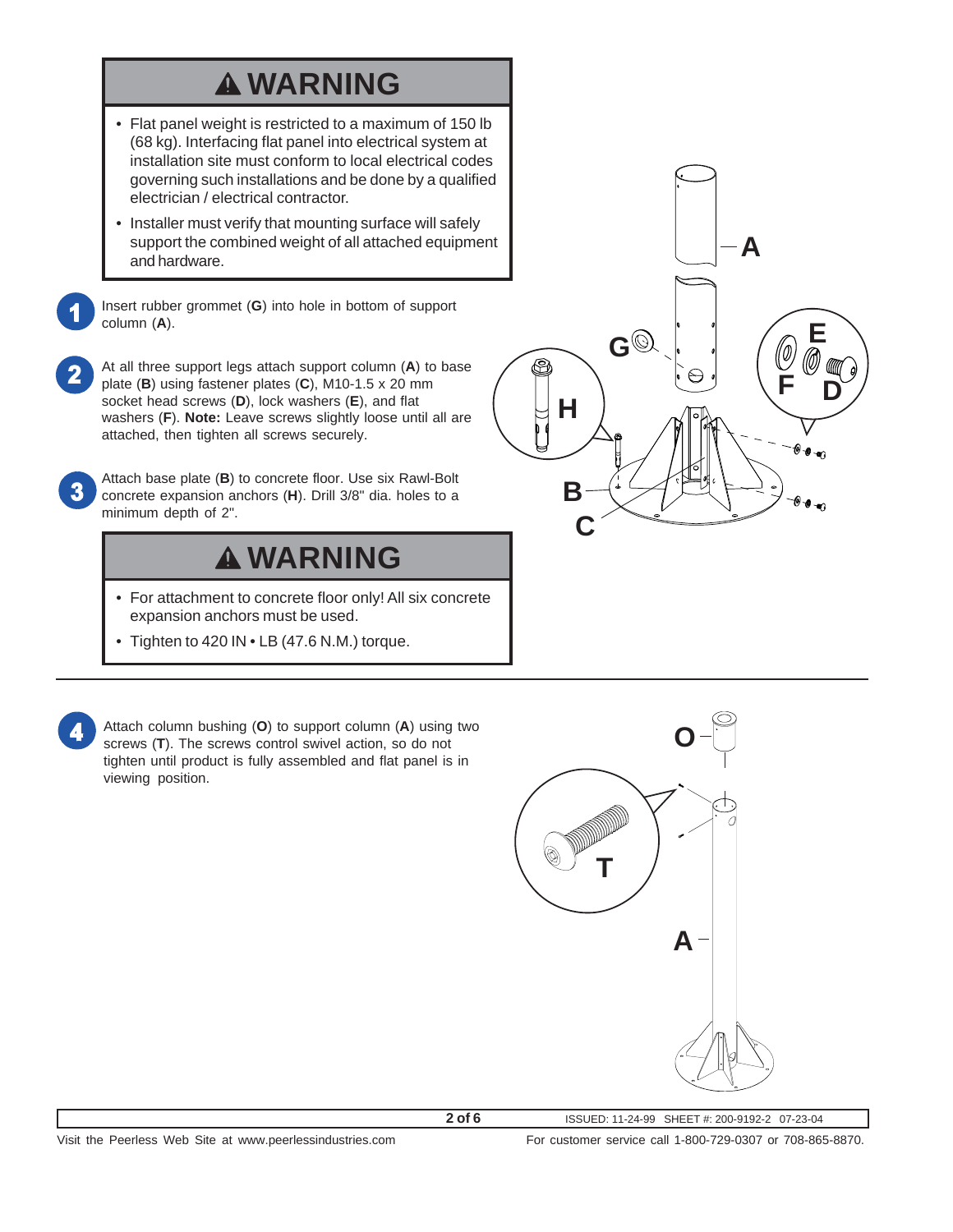## ⚠ WARNING

- Flat panel weight is restricted to a maximum of 150 lb (68 kg). Interfacing flat panel into electrical system at installation site must conform to local electrical codes governing such installations and be done by a qualified electrician / electrical contractor.
- Installer must verify that mounting surface will safely support the combined weight of all attached equipment and hardware.

**1** Insert rubber grommet (**G**) into hole in bottom of support column (**A**).

**2** At all three support legs attach support column (**A**) to base plate (**B**) using fastener plates (**C**), M10-1.5 x 20 mm socket head screws (**D**), lock washers (**E**), and flat washers (**F**). **Note:** Leave screws slightly loose until all are attached, then tighten all screws securely.

**3** Attach base plate (**B**) to concrete floor. Use six Rawl-Bolt concrete expansion anchors (**H**). Drill 3/8" dia. holes to a minimum depth of 2".

## ⚠ WARNING

- For attachment to concrete floor only! All six concrete expansion anchors must be used.
- Tighten to 420 IN • LB (47.6 N.M.) torque.

A
G
E
F
D
H
B
C

---

**4** Attach column bushing (**O**) to support column (**A**) using two screws (**T**). The screws control swivel action, so do not tighten until product is fully assembled and flat panel is in viewing position.

O
T
A

Visit the Peerless Web Site at www.peerlessindustries.com

For customer service call 1-800-729-0307 or 708-865-8870.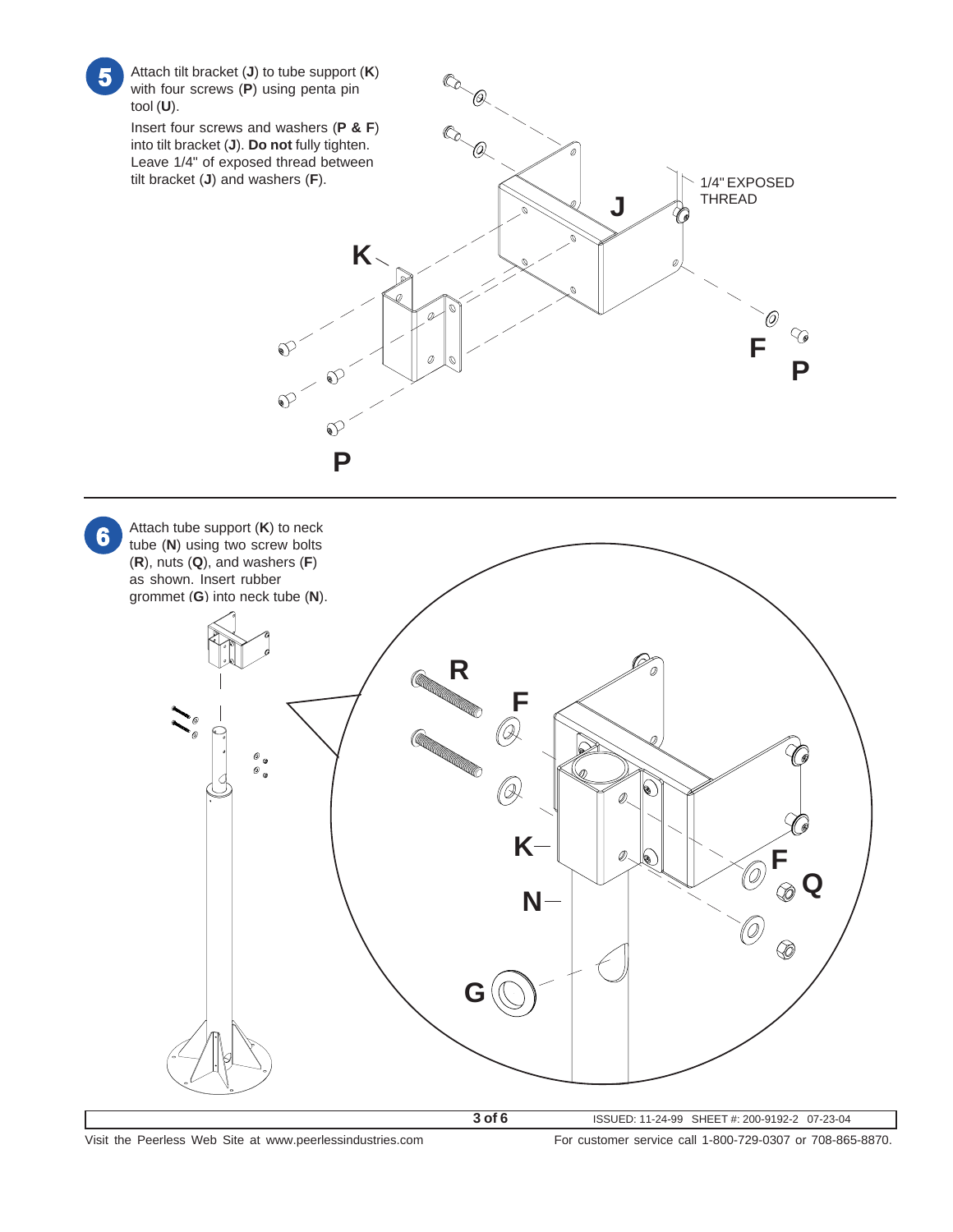**5** Attach tilt bracket (**J**) to tube support (**K**) with four screws (**P**) using penta pin tool (**U**).

Insert four screws and washers (**P & F**) into tilt bracket (**J**). **Do not** fully tighten. Leave 1/4" of exposed thread between tilt bracket (**J**) and washers (**F**).

1/4" EXPOSED THREAD

J

K

F

P

P

**6** Attach tube support (**K**) to neck tube (**N**) using two screw bolts (**R**), nuts (**Q**), and washers (**F**) as shown. Insert rubber grommet (**G**) into neck tube (**N**).

R

F

K

N

G

F

Q

Visit the Peerless Web Site at www.peerlessindustries.com

For customer service call 1-800-729-0307 or 708-865-8870.

ISSUED: 11-24-99 SHEET #: 200-9192-2 07-23-04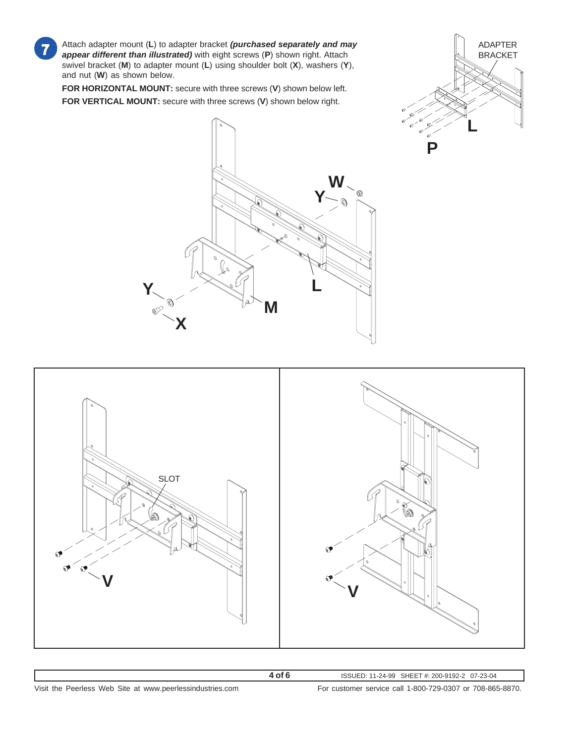**7** Attach adapter mount (**L**) to adapter bracket ***(purchased separately and may appear different than illustrated)*** with eight screws (**P**) shown right. Attach swivel bracket (**M**) to adapter mount (**L**) using shoulder bolt (**X**), washers (**Y**), and nut (**W**) as shown below.

**FOR HORIZONTAL MOUNT:** secure with three screws (**V**) shown below left.

**FOR VERTICAL MOUNT:** secure with three screws (**V**) shown below right.

ADAPTER BRACKET

L

P

W

Y

L

Y

M

X

SLOT

V

V

ISSUED: 11-24-99 SHEET #: 200-9192-2 07-23-04

Visit the Peerless Web Site at www.peerlessindustries.com

For customer service call 1-800-729-0307 or 708-865-8870.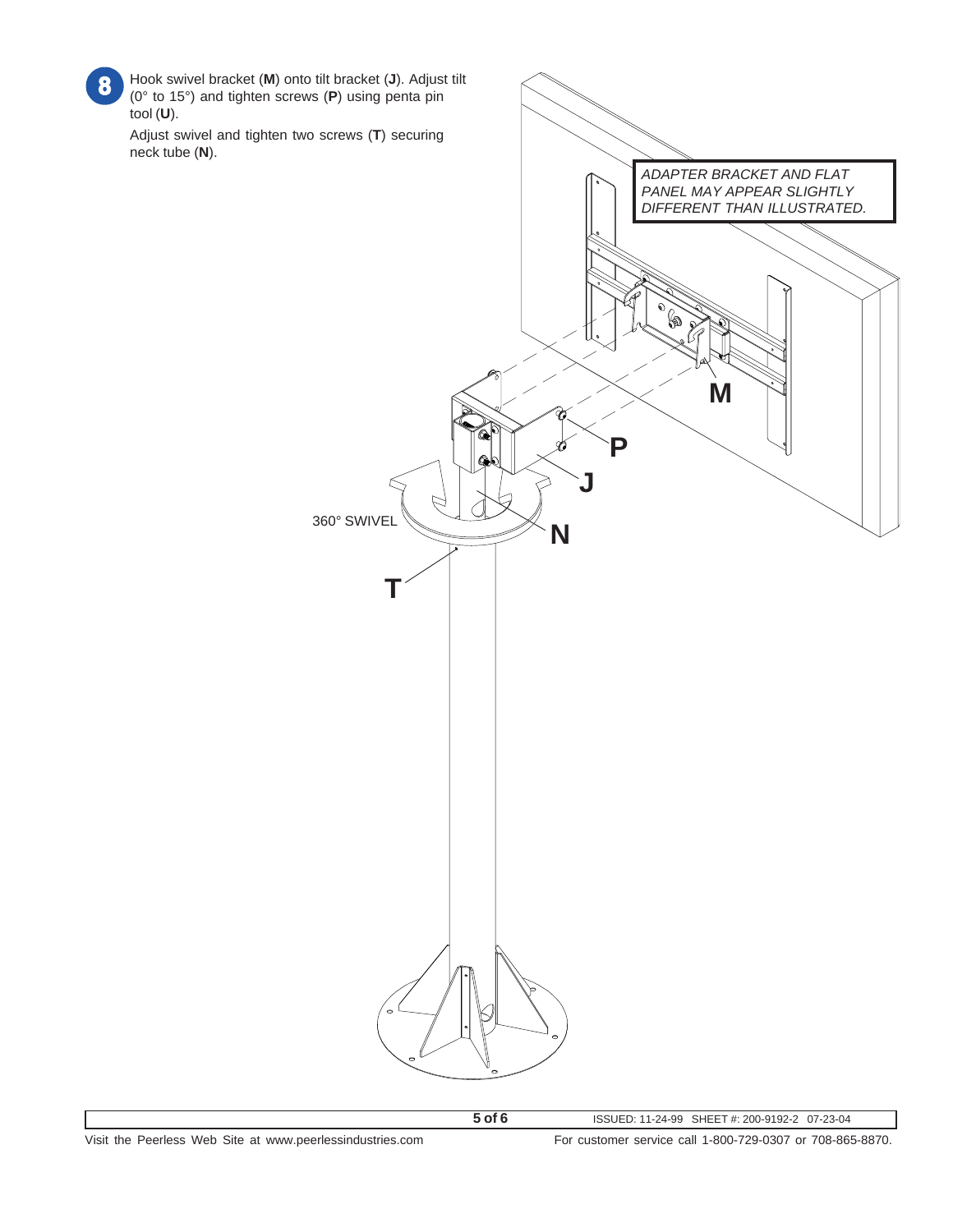**8** Hook swivel bracket (**M**) onto tilt bracket (**J**). Adjust tilt (0° to 15°) and tighten screws (**P**) using penta pin tool (**U**).

Adjust swivel and tighten two screws (**T**) securing neck tube (**N**).

*ADAPTER BRACKET AND FLAT PANEL MAY APPEAR SLIGHTLY DIFFERENT THAN ILLUSTRATED.*

M

P

J

360° SWIVEL

N

T

ISSUED: 11-24-99 SHEET #: 200-9192-2 07-23-04

Visit the Peerless Web Site at www.peerlessindustries.com

For customer service call 1-800-729-0307 or 708-865-8870.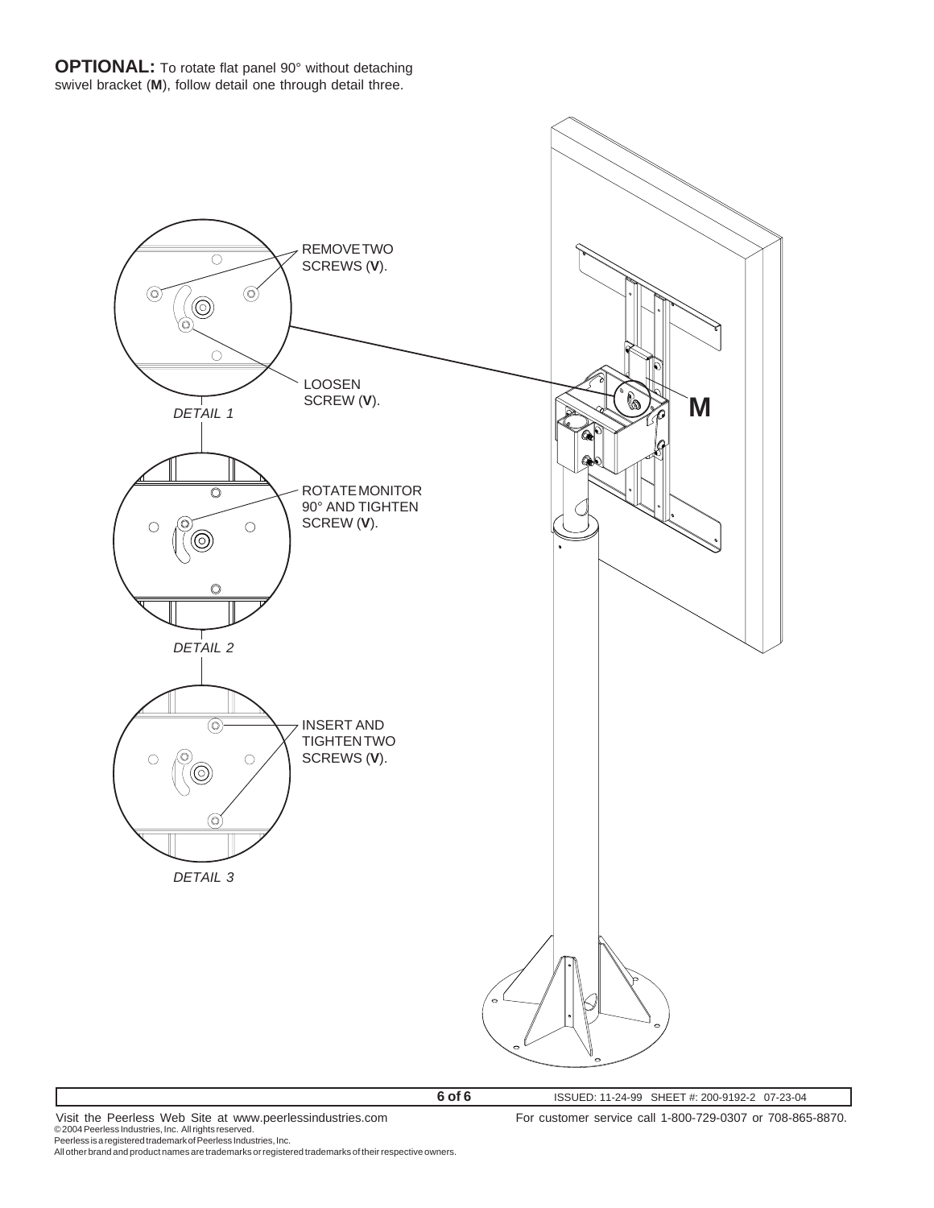**OPTIONAL:** To rotate flat panel 90° without detaching swivel bracket (**M**), follow detail one through detail three.

REMOVE TWO SCREWS (**V**).

LOOSEN SCREW (**V**).

*DETAIL 1*

ROTATE MONITOR 90° AND TIGHTEN SCREW (**V**).

*DETAIL 2*

INSERT AND TIGHTEN TWO SCREWS (**V**).

*DETAIL 3*

**M**

ISSUED: 11-24-99 SHEET #: 200-9192-2 07-23-04

Visit the Peerless Web Site at www.peerlessindustries.com

For customer service call 1-800-729-0307 or 708-865-8870.

© 2004 Peerless Industries, Inc. All rights reserved.
Peerless is a registered trademark of Peerless Industries, Inc.
All other brand and product names are trademarks or registered trademarks of their respective owners.